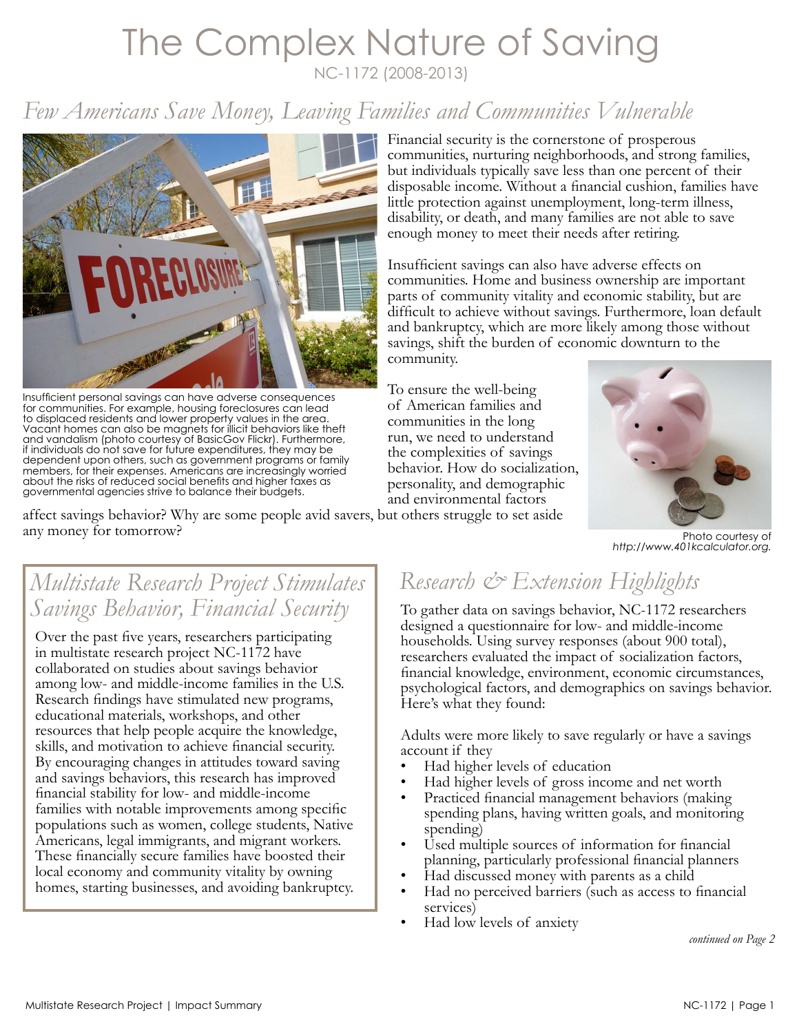# The Complex Nature of Saving

NC-1172 (2008-2013)

## *Few Americans Save Money, Leaving Families and Communities Vulnerable*

Insufficient personal savings can have adverse consequences for communities. For example, housing foreclosures can lead to displaced residents and lower property values in the area. Vacant homes can also be magnets for illicit behaviors like theft and vandalism (photo courtesy of BasicGov Flickr). Furthermore, if individuals do not save for future expenditures, they may be dependent upon others, such as government programs or family members, for their expenses. Americans are increasingly worried about the risks of reduced social benefits and higher taxes as governmental agencies strive to balance their budgets.

Financial security is the cornerstone of prosperous communities, nurturing neighborhoods, and strong families, but individuals typically save less than one percent of their disposable income. Without a financial cushion, families have little protection against unemployment, long-term illness, disability, or death, and many families are not able to save enough money to meet their needs after retiring.

Insufficient savings can also have adverse effects on communities. Home and business ownership are important parts of community vitality and economic stability, but are difficult to achieve without savings. Furthermore, loan default and bankruptcy, which are more likely among those without savings, shift the burden of economic downturn to the community.

To ensure the well-being of American families and communities in the long run, we need to understand the complexities of savings behavior. How do socialization, personality, and demographic and environmental factors affect savings behavior? Why are some people avid savers, but others struggle to set aside any money for tomorrow?

Photo courtesy of *http://www.401kcalculator.org.*

## *Multistate Research Project Stimulates Savings Behavior, Financial Security*

Over the past five years, researchers participating in multistate research project NC-1172 have collaborated on studies about savings behavior among low- and middle-income families in the U.S. Research findings have stimulated new programs, educational materials, workshops, and other resources that help people acquire the knowledge, skills, and motivation to achieve financial security. By encouraging changes in attitudes toward saving and savings behaviors, this research has improved financial stability for low- and middle-income families with notable improvements among specific populations such as women, college students, Native Americans, legal immigrants, and migrant workers. These financially secure families have boosted their local economy and community vitality by owning homes, starting businesses, and avoiding bankruptcy.

## *Research & Extension Highlights*

To gather data on savings behavior, NC-1172 researchers designed a questionnaire for low- and middle-income households. Using survey responses (about 900 total), researchers evaluated the impact of socialization factors, financial knowledge, environment, economic circumstances, psychological factors, and demographics on savings behavior. Here's what they found:

Adults were more likely to save regularly or have a savings account if they

- Had higher levels of education
- Had higher levels of gross income and net worth
- Practiced financial management behaviors (making spending plans, having written goals, and monitoring spending)
- Used multiple sources of information for financial planning, particularly professional financial planners
- Had discussed money with parents as a child
- Had no perceived barriers (such as access to financial services)
- Had low levels of anxiety

*continued on Page 2*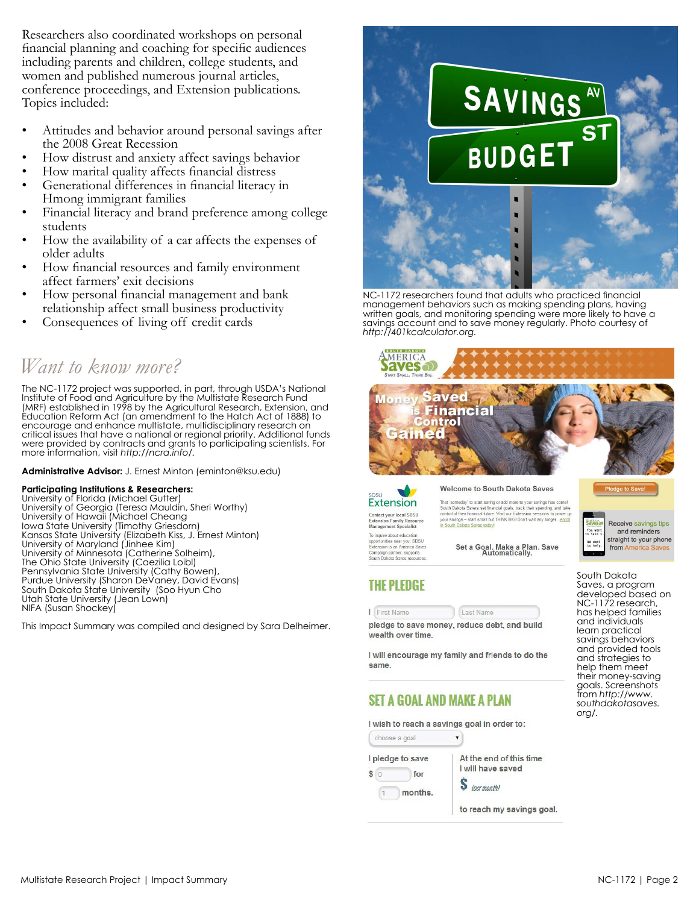Researchers also coordinated workshops on personal financial planning and coaching for specific audiences including parents and children, college students, and women and published numerous journal articles, conference proceedings, and Extension publications. Topics included:

- Attitudes and behavior around personal savings after the 2008 Great Recession
- How distrust and anxiety affect savings behavior
- How marital quality affects financial distress
- Generational differences in financial literacy in Hmong immigrant families
- Financial literacy and brand preference among college students
- How the availability of a car affects the expenses of older adults
- How financial resources and family environment affect farmers' exit decisions
- How personal financial management and bank relationship affect small business productivity
- Consequences of living off credit cards

NC-1172 researchers found that adults who practiced financial management behaviors such as making spending plans, having written goals, and monitoring spending were more likely to have a savings account and to save money regularly. Photo courtesy of *http://401kcalculator.org*.

## *Want to know more?*

The NC-1172 project was supported, in part, through USDA's National Institute of Food and Agriculture by the Multistate Research Fund (MRF) established in 1998 by the Agricultural Research, Extension, and Education Reform Act (an amendment to the Hatch Act of 1888) to encourage and enhance multistate, multidisciplinary research on critical issues that have a national or regional priority. Additional funds were provided by contracts and grants to participating scientists. For more information, visit *http://ncra.info/*.

**Administrative Advisor:** J. Ernest Minton (eminton@ksu.edu)

**Participating Institutions & Researchers:**
University of Florida (Michael Gutter)
University of Georgia (Teresa Mauldin, Sheri Worthy)
University of Hawaii (Michael Cheang
Iowa State University (Timothy Griesdorn)
Kansas State University (Elizabeth Kiss, J. Ernest Minton)
University of Maryland (Jinhee Kim)
University of Minnesota (Catherine Solheim),
The Ohio State University (Caezilia Loibl)
Pennsylvania State University (Cathy Bowen),
Purdue University (Sharon DeVaney, David Evans)
South Dakota State University (Soo Hyun Cho
Utah State University (Jean Lown)
NIFA (Susan Shockey)

This Impact Summary was compiled and designed by Sara Delheimer.

South Dakota Saves, a program developed based on NC-1172 research, has helped families and individuals learn practical savings behaviors and provided tools and strategies to help them meet their money-saving goals. Screenshots from *http://www.southdakotasaves.org/*.